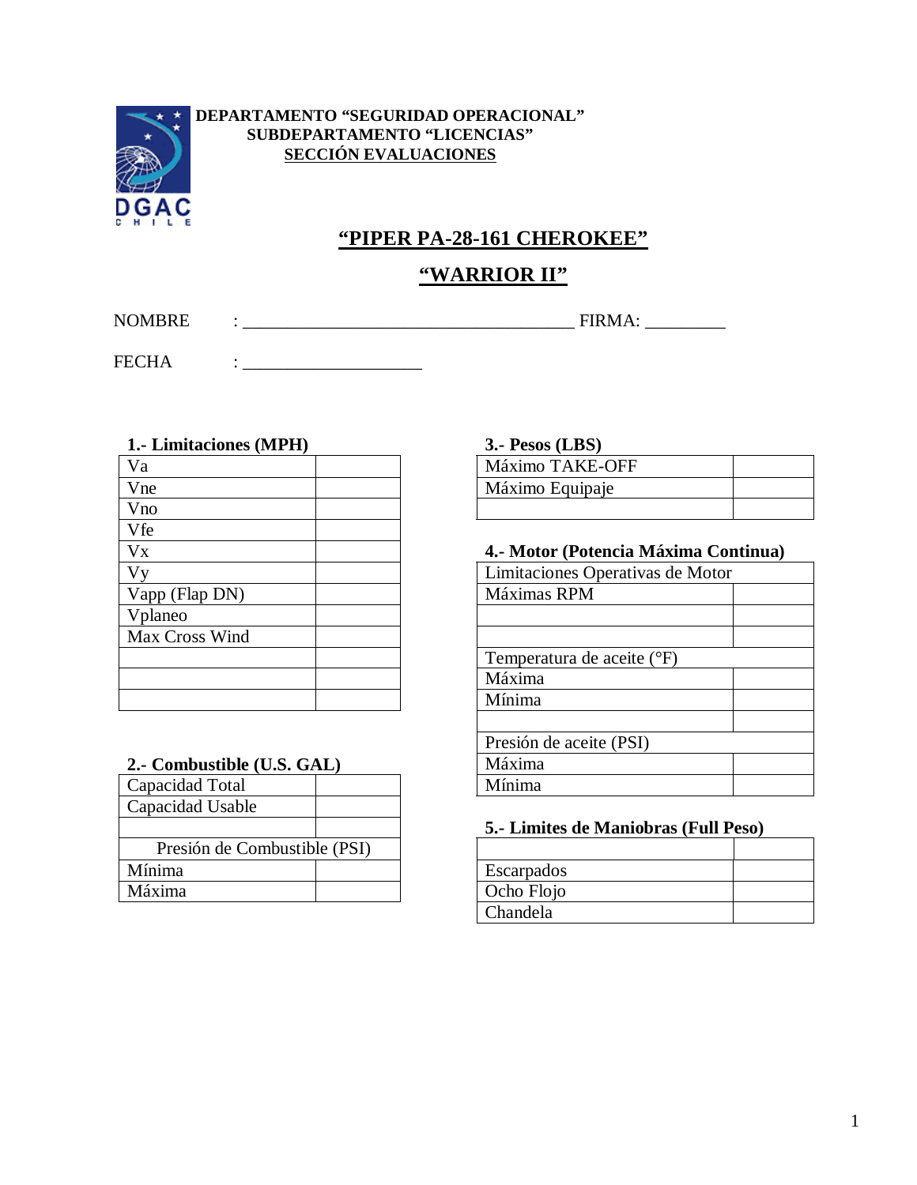**DEPARTAMENTO "SEGURIDAD OPERACIONAL"**
**SUBDEPARTAMENTO "LICENCIAS"**
**SECCIÓN EVALUACIONES**

# "PIPER PA-28-161 CHEROKEE"

## "WARRIOR II"

NOMBRE : ____________________________________ FIRMA: _________

FECHA : ____________________

### 1.- Limitaciones (MPH)

| | |
|---|---|
| Va | |
| Vne | |
| Vno | |
| Vfe | |
| Vx | |
| Vy | |
| Vapp (Flap DN) | |
| Vplaneo | |
| Max Cross Wind | |
| | |
| | |
| | |

### 2.- Combustible (U.S. GAL)

| | |
|---|---|
| Capacidad Total | |
| Capacidad Usable | |
| | |
| Presión de Combustible (PSI) | |
| Mínima | |
| Máxima | |

### 3.- Pesos (LBS)

| | |
|---|---|
| Máximo TAKE-OFF | |
| Máximo Equipaje | |
| | |

### 4.- Motor (Potencia Máxima Continua)

| | |
|---|---|
| Limitaciones Operativas de Motor | |
| Máximas RPM | |
| | |
| | |
| Temperatura de aceite (°F) | |
| Máxima | |
| Mínima | |
| | |
| Presión de aceite (PSI) | |
| Máxima | |
| Mínima | |

### 5.- Limites de Maniobras (Full Peso)

| | |
|---|---|
| | |
| Escarpados | |
| Ocho Flojo | |
| Chandela | |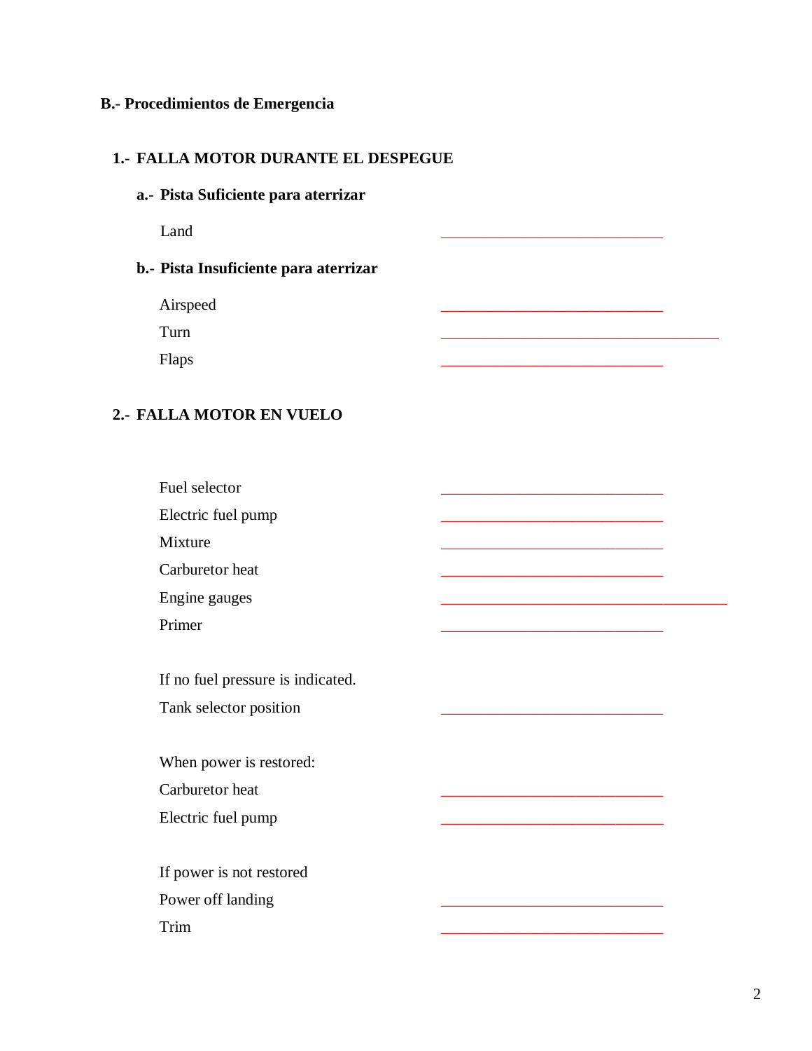## B.- Procedimientos de Emergencia

### 1.- FALLA MOTOR DURANTE EL DESPEGUE

#### a.- Pista Suficiente para aterrizar

Land ______________________________

#### b.- Pista Insuficiente para aterrizar

Airspeed ______________________________

Turn ______________________________________

Flaps ______________________________

### 2.- FALLA MOTOR EN VUELO

Fuel selector ______________________________

Electric fuel pump ______________________________

Mixture ______________________________

Carburetor heat ______________________________

Engine gauges _______________________________________

Primer ______________________________

If no fuel pressure is indicated.

Tank selector position ______________________________

When power is restored:

Carburetor heat ______________________________

Electric fuel pump ______________________________

If power is not restored

Power off landing ______________________________

Trim ______________________________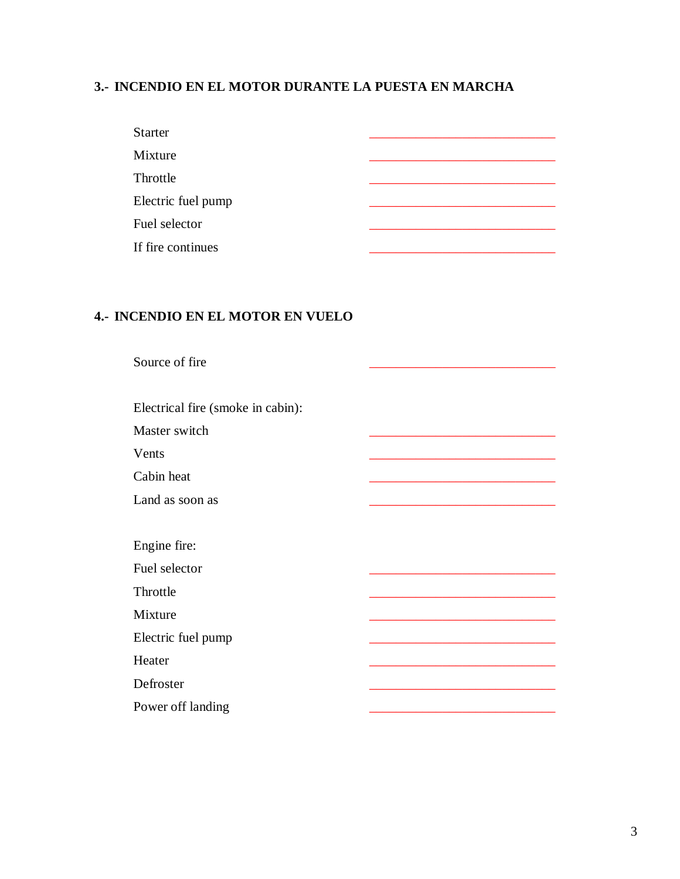### 3.- INCENDIO EN EL MOTOR DURANTE LA PUESTA EN MARCHA

| | |
|---|---|
| Starter | ______________________ |
| Mixture | ______________________ |
| Throttle | ______________________ |
| Electric fuel pump | ______________________ |
| Fuel selector | ______________________ |
| If fire continues | ______________________ |

### 4.- INCENDIO EN EL MOTOR EN VUELO

| | |
|---|---|
| Source of fire | ______________________ |

Electrical fire (smoke in cabin):

| | |
|---|---|
| Master switch | ______________________ |
| Vents | ______________________ |
| Cabin heat | ______________________ |
| Land as soon as | ______________________ |

Engine fire:

| | |
|---|---|
| Fuel selector | ______________________ |
| Throttle | ______________________ |
| Mixture | ______________________ |
| Electric fuel pump | ______________________ |
| Heater | ______________________ |
| Defroster | ______________________ |
| Power off landing | ______________________ |